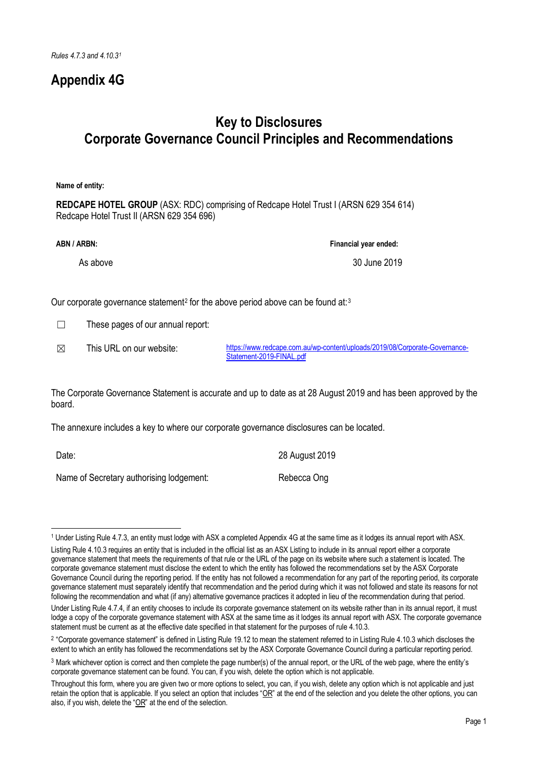*Rules 4.7.3 and 4.10.3*[1]

# Appendix 4G

## Key to Disclosures
## Corporate Governance Council Principles and Recommendations

**Name of entity:**

**REDCAPE HOTEL GROUP** (ASX: RDC) comprising of Redcape Hotel Trust I (ARSN 629 354 614) Redcape Hotel Trust II (ARSN 629 354 696)

| **ABN / ARBN:** | **Financial year ended:** |
|---|---|
| As above | 30 June 2019 |

Our corporate governance statement[2] for the above period above can be found at:[3]

| | | |
|---|---|---|
| ☐ | These pages of our annual report: | |
| ☒ | This URL on our website: | https://www.redcape.com.au/wp-content/uploads/2019/08/Corporate-Governance-Statement-2019-FINAL.pdf |

The Corporate Governance Statement is accurate and up to date as at 28 August 2019 and has been approved by the board.

The annexure includes a key to where our corporate governance disclosures can be located.

| | |
|---|---|
| Date: | 28 August 2019 |
| Name of Secretary authorising lodgement: | Rebecca Ong |

---

[1] Under Listing Rule 4.7.3, an entity must lodge with ASX a completed Appendix 4G at the same time as it lodges its annual report with ASX.

Listing Rule 4.10.3 requires an entity that is included in the official list as an ASX Listing to include in its annual report either a corporate governance statement that meets the requirements of that rule or the URL of the page on its website where such a statement is located. The corporate governance statement must disclose the extent to which the entity has followed the recommendations set by the ASX Corporate Governance Council during the reporting period. If the entity has not followed a recommendation for any part of the reporting period, its corporate governance statement must separately identify that recommendation and the period during which it was not followed and state its reasons for not following the recommendation and what (if any) alternative governance practices it adopted in lieu of the recommendation during that period.

Under Listing Rule 4.7.4, if an entity chooses to include its corporate governance statement on its website rather than in its annual report, it must lodge a copy of the corporate governance statement with ASX at the same time as it lodges its annual report with ASX. The corporate governance statement must be current as at the effective date specified in that statement for the purposes of rule 4.10.3.

[2] "Corporate governance statement" is defined in Listing Rule 19.12 to mean the statement referred to in Listing Rule 4.10.3 which discloses the extent to which an entity has followed the recommendations set by the ASX Corporate Governance Council during a particular reporting period.

[3] Mark whichever option is correct and then complete the page number(s) of the annual report, or the URL of the web page, where the entity's corporate governance statement can be found. You can, if you wish, delete the option which is not applicable.

Throughout this form, where you are given two or more options to select, you can, if you wish, delete any option which is not applicable and just retain the option that is applicable. If you select an option that includes "OR" at the end of the selection and you delete the other options, you can also, if you wish, delete the "OR" at the end of the selection.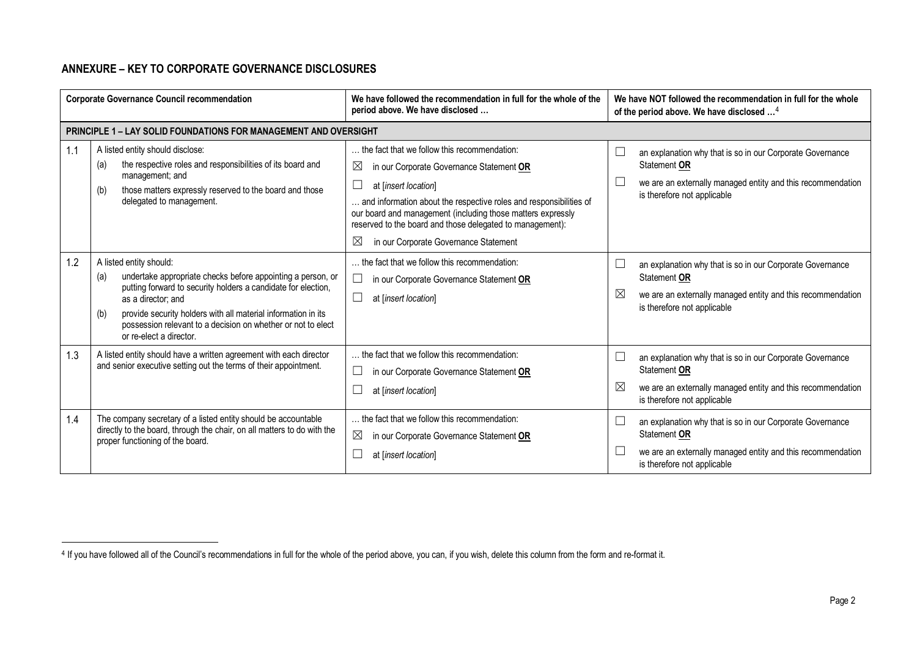## ANNEXURE – KEY TO CORPORATE GOVERNANCE DISCLOSURES

| | Corporate Governance Council recommendation | We have followed the recommendation in full for the whole of the period above. We have disclosed … | We have NOT followed the recommendation in full for the whole of the period above. We have disclosed …[4] |
|---|---|---|---|
| **PRINCIPLE 1 – LAY SOLID FOUNDATIONS FOR MANAGEMENT AND OVERSIGHT** | | | |
| 1.1 | A listed entity should disclose:<br>(a) the respective roles and responsibilities of its board and management; and<br>(b) those matters expressly reserved to the board and those delegated to management. | … the fact that we follow this recommendation:<br>☒ in our Corporate Governance Statement **OR**<br>☐ at [*insert location*]<br>… and information about the respective roles and responsibilities of our board and management (including those matters expressly reserved to the board and those delegated to management):<br>☒ in our Corporate Governance Statement | ☐ an explanation why that is so in our Corporate Governance Statement **OR**<br>☐ we are an externally managed entity and this recommendation is therefore not applicable |
| 1.2 | A listed entity should:<br>(a) undertake appropriate checks before appointing a person, or putting forward to security holders a candidate for election, as a director; and<br>(b) provide security holders with all material information in its possession relevant to a decision on whether or not to elect or re-elect a director. | … the fact that we follow this recommendation:<br>☐ in our Corporate Governance Statement **OR**<br>☐ at [*insert location*] | ☐ an explanation why that is so in our Corporate Governance Statement **OR**<br>☒ we are an externally managed entity and this recommendation is therefore not applicable |
| 1.3 | A listed entity should have a written agreement with each director and senior executive setting out the terms of their appointment. | … the fact that we follow this recommendation:<br>☐ in our Corporate Governance Statement **OR**<br>☐ at [*insert location*] | ☐ an explanation why that is so in our Corporate Governance Statement **OR**<br>☒ we are an externally managed entity and this recommendation is therefore not applicable |
| 1.4 | The company secretary of a listed entity should be accountable directly to the board, through the chair, on all matters to do with the proper functioning of the board. | … the fact that we follow this recommendation:<br>☒ in our Corporate Governance Statement **OR**<br>☐ at [*insert location*] | ☐ an explanation why that is so in our Corporate Governance Statement **OR**<br>☐ we are an externally managed entity and this recommendation is therefore not applicable |

[4] If you have followed all of the Council's recommendations in full for the whole of the period above, you can, if you wish, delete this column from the form and re-format it.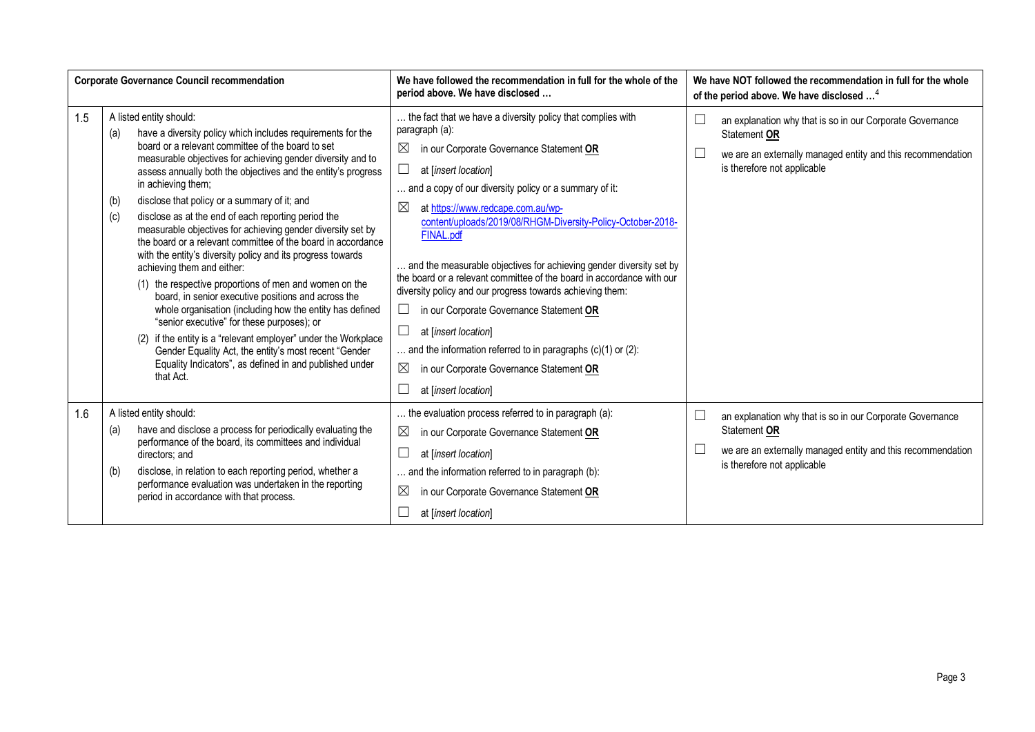| Corporate Governance Council recommendation | | We have followed the recommendation in full for the whole of the period above. We have disclosed … | We have NOT followed the recommendation in full for the whole of the period above. We have disclosed …[4] |
|---|---|---|---|
| 1.5 | A listed entity should:<br>(a) have a diversity policy which includes requirements for the board or a relevant committee of the board to set measurable objectives for achieving gender diversity and to assess annually both the objectives and the entity's progress in achieving them;<br>(b) disclose that policy or a summary of it; and<br>(c) disclose as at the end of each reporting period the measurable objectives for achieving gender diversity set by the board or a relevant committee of the board in accordance with the entity's diversity policy and its progress towards achieving them and either:<br>(1) the respective proportions of men and women on the board, in senior executive positions and across the whole organisation (including how the entity has defined "senior executive" for these purposes); or<br>(2) if the entity is a "relevant employer" under the Workplace Gender Equality Act, the entity's most recent "Gender Equality Indicators", as defined in and published under that Act. | … the fact that we have a diversity policy that complies with paragraph (a):<br>☒ in our Corporate Governance Statement **OR**<br>☐ at [*insert location*]<br>… and a copy of our diversity policy or a summary of it:<br>☒ at https://www.redcape.com.au/wp-content/uploads/2019/08/RHGM-Diversity-Policy-October-2018-FINAL.pdf<br>… and the measurable objectives for achieving gender diversity set by the board or a relevant committee of the board in accordance with our diversity policy and our progress towards achieving them:<br>☐ in our Corporate Governance Statement **OR**<br>☐ at [*insert location*]<br>… and the information referred to in paragraphs (c)(1) or (2):<br>☒ in our Corporate Governance Statement **OR**<br>☐ at [*insert location*] | ☐ an explanation why that is so in our Corporate Governance Statement **OR**<br>☐ we are an externally managed entity and this recommendation is therefore not applicable |
| 1.6 | A listed entity should:<br>(a) have and disclose a process for periodically evaluating the performance of the board, its committees and individual directors; and<br>(b) disclose, in relation to each reporting period, whether a performance evaluation was undertaken in the reporting period in accordance with that process. | … the evaluation process referred to in paragraph (a):<br>☒ in our Corporate Governance Statement **OR**<br>☐ at [*insert location*]<br>… and the information referred to in paragraph (b):<br>☒ in our Corporate Governance Statement **OR**<br>☐ at [*insert location*] | ☐ an explanation why that is so in our Corporate Governance Statement **OR**<br>☐ we are an externally managed entity and this recommendation is therefore not applicable |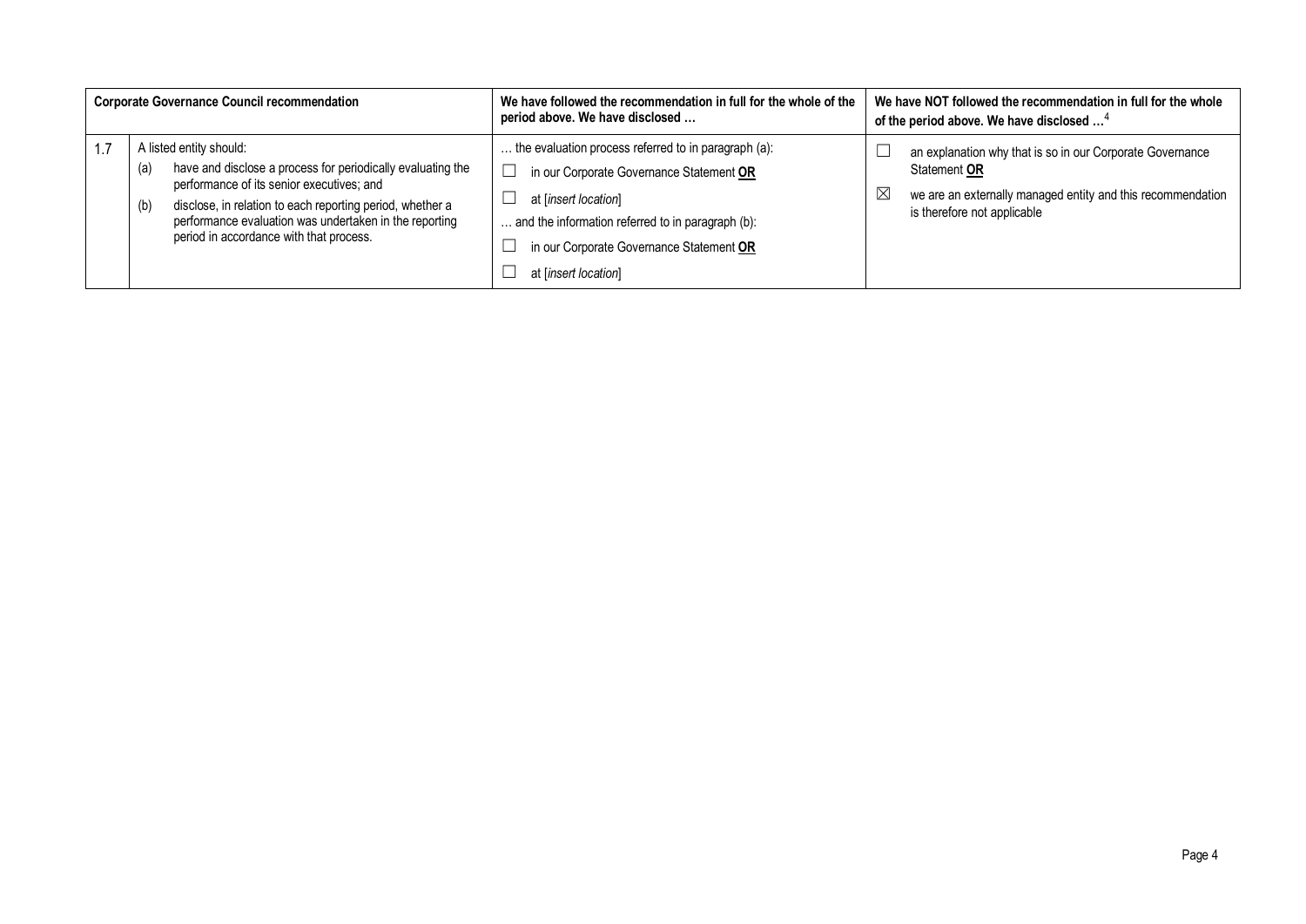| | Corporate Governance Council recommendation | We have followed the recommendation in full for the whole of the period above. We have disclosed … | We have NOT followed the recommendation in full for the whole of the period above. We have disclosed …[4] |
|---|---|---|---|
| 1.7 | A listed entity should:<br>(a) have and disclose a process for periodically evaluating the performance of its senior executives; and<br>(b) disclose, in relation to each reporting period, whether a performance evaluation was undertaken in the reporting period in accordance with that process. | … the evaluation process referred to in paragraph (a):<br>☐ in our Corporate Governance Statement **OR**<br>☐ at [*insert location*]<br>… and the information referred to in paragraph (b):<br>☐ in our Corporate Governance Statement **OR**<br>☐ at [*insert location*] | ☐ an explanation why that is so in our Corporate Governance Statement **OR**<br>☒ we are an externally managed entity and this recommendation is therefore not applicable |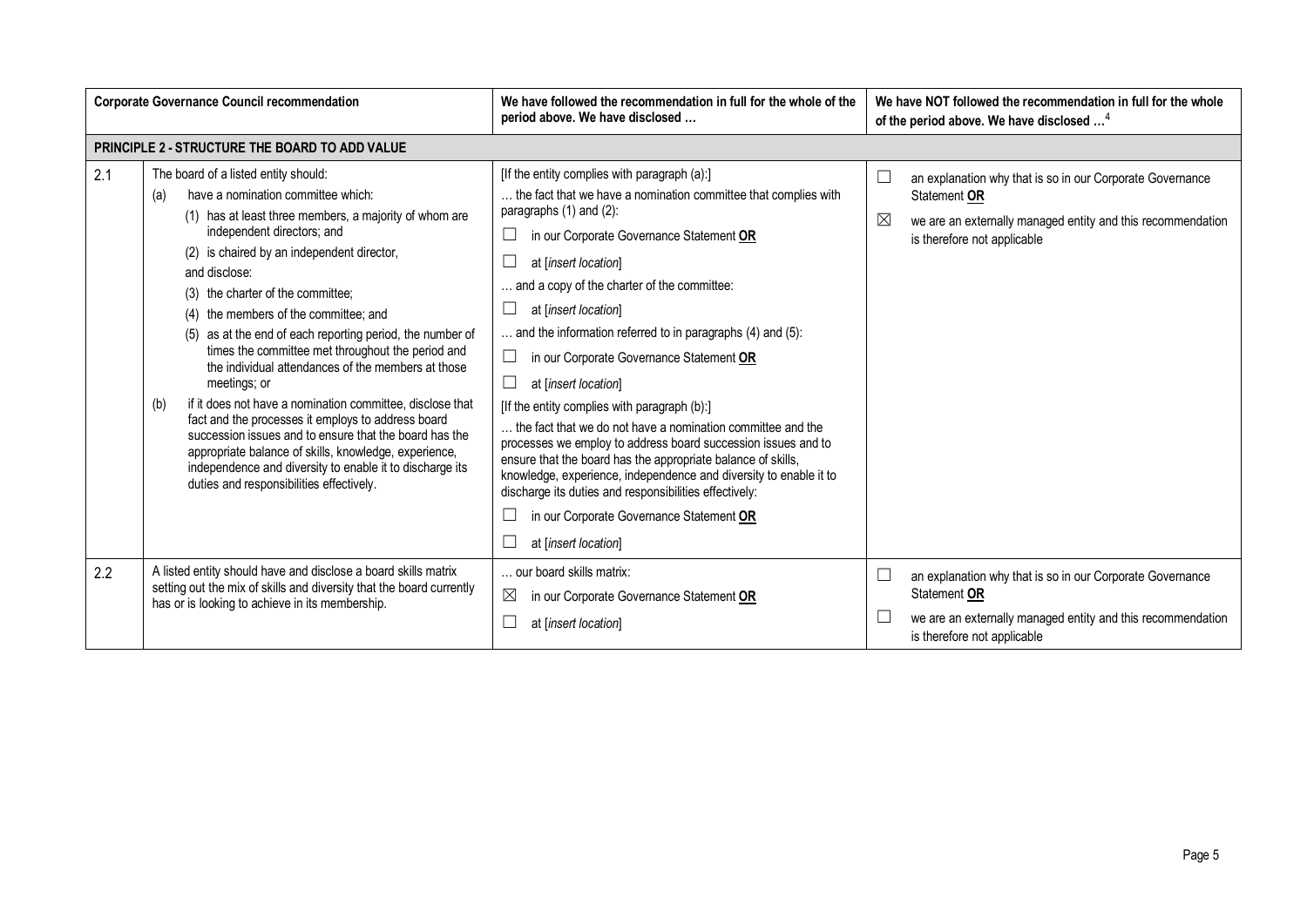| | Corporate Governance Council recommendation | We have followed the recommendation in full for the whole of the period above. We have disclosed … | We have NOT followed the recommendation in full for the whole of the period above. We have disclosed …[4] |
|---|---|---|---|
| **PRINCIPLE 2 - STRUCTURE THE BOARD TO ADD VALUE** | | | |
| 2.1 | The board of a listed entity should:<br>(a) have a nomination committee which:<br>(1) has at least three members, a majority of whom are independent directors; and<br>(2) is chaired by an independent director,<br>and disclose:<br>(3) the charter of the committee;<br>(4) the members of the committee; and<br>(5) as at the end of each reporting period, the number of times the committee met throughout the period and the individual attendances of the members at those meetings; or<br>(b) if it does not have a nomination committee, disclose that fact and the processes it employs to address board succession issues and to ensure that the board has the appropriate balance of skills, knowledge, experience, independence and diversity to enable it to discharge its duties and responsibilities effectively. | [If the entity complies with paragraph (a):]<br>… the fact that we have a nomination committee that complies with paragraphs (1) and (2):<br>☐ in our Corporate Governance Statement **OR**<br>☐ at [*insert location*]<br>… and a copy of the charter of the committee:<br>☐ at [*insert location*]<br>… and the information referred to in paragraphs (4) and (5):<br>☐ in our Corporate Governance Statement **OR**<br>☐ at [*insert location*]<br>[If the entity complies with paragraph (b):]<br>… the fact that we do not have a nomination committee and the processes we employ to address board succession issues and to ensure that the board has the appropriate balance of skills, knowledge, experience, independence and diversity to enable it to discharge its duties and responsibilities effectively:<br>☐ in our Corporate Governance Statement **OR**<br>☐ at [*insert location*] | ☐ an explanation why that is so in our Corporate Governance Statement **OR**<br>☒ we are an externally managed entity and this recommendation is therefore not applicable |
| 2.2 | A listed entity should have and disclose a board skills matrix setting out the mix of skills and diversity that the board currently has or is looking to achieve in its membership. | … our board skills matrix:<br>☒ in our Corporate Governance Statement **OR**<br>☐ at [*insert location*] | ☐ an explanation why that is so in our Corporate Governance Statement **OR**<br>☐ we are an externally managed entity and this recommendation is therefore not applicable |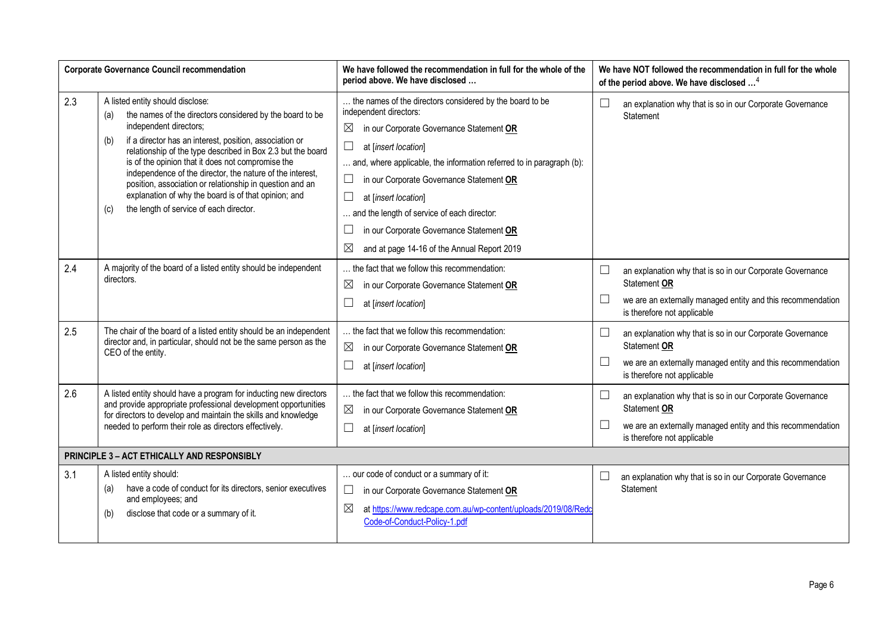| Corporate Governance Council recommendation | | We have followed the recommendation in full for the whole of the period above. We have disclosed … | We have NOT followed the recommendation in full for the whole of the period above. We have disclosed …[4] |
|---|---|---|---|
| 2.3 | A listed entity should disclose:<br>(a) the names of the directors considered by the board to be independent directors;<br>(b) if a director has an interest, position, association or relationship of the type described in Box 2.3 but the board is of the opinion that it does not compromise the independence of the director, the nature of the interest, position, association or relationship in question and an explanation of why the board is of that opinion; and<br>(c) the length of service of each director. | … the names of the directors considered by the board to be independent directors:<br>☒ in our Corporate Governance Statement **OR**<br>☐ at [*insert location*]<br>… and, where applicable, the information referred to in paragraph (b):<br>☐ in our Corporate Governance Statement **OR**<br>☐ at [*insert location*]<br>… and the length of service of each director:<br>☐ in our Corporate Governance Statement **OR**<br>☒ and at page 14-16 of the Annual Report 2019 | ☐ an explanation why that is so in our Corporate Governance Statement |
| 2.4 | A majority of the board of a listed entity should be independent directors. | … the fact that we follow this recommendation:<br>☒ in our Corporate Governance Statement **OR**<br>☐ at [*insert location*] | ☐ an explanation why that is so in our Corporate Governance Statement **OR**<br>☐ we are an externally managed entity and this recommendation is therefore not applicable |
| 2.5 | The chair of the board of a listed entity should be an independent director and, in particular, should not be the same person as the CEO of the entity. | … the fact that we follow this recommendation:<br>☒ in our Corporate Governance Statement **OR**<br>☐ at [*insert location*] | ☐ an explanation why that is so in our Corporate Governance Statement **OR**<br>☐ we are an externally managed entity and this recommendation is therefore not applicable |
| 2.6 | A listed entity should have a program for inducting new directors and provide appropriate professional development opportunities for directors to develop and maintain the skills and knowledge needed to perform their role as directors effectively. | … the fact that we follow this recommendation:<br>☒ in our Corporate Governance Statement **OR**<br>☐ at [*insert location*] | ☐ an explanation why that is so in our Corporate Governance Statement **OR**<br>☐ we are an externally managed entity and this recommendation is therefore not applicable |
| **PRINCIPLE 3 – ACT ETHICALLY AND RESPONSIBLY** | | | |
| 3.1 | A listed entity should:<br>(a) have a code of conduct for its directors, senior executives and employees; and<br>(b) disclose that code or a summary of it. | … our code of conduct or a summary of it:<br>☐ in our Corporate Governance Statement **OR**<br>☒ at https://www.redcape.com.au/wp-content/uploads/2019/08/Redc Code-of-Conduct-Policy-1.pdf | ☐ an explanation why that is so in our Corporate Governance Statement |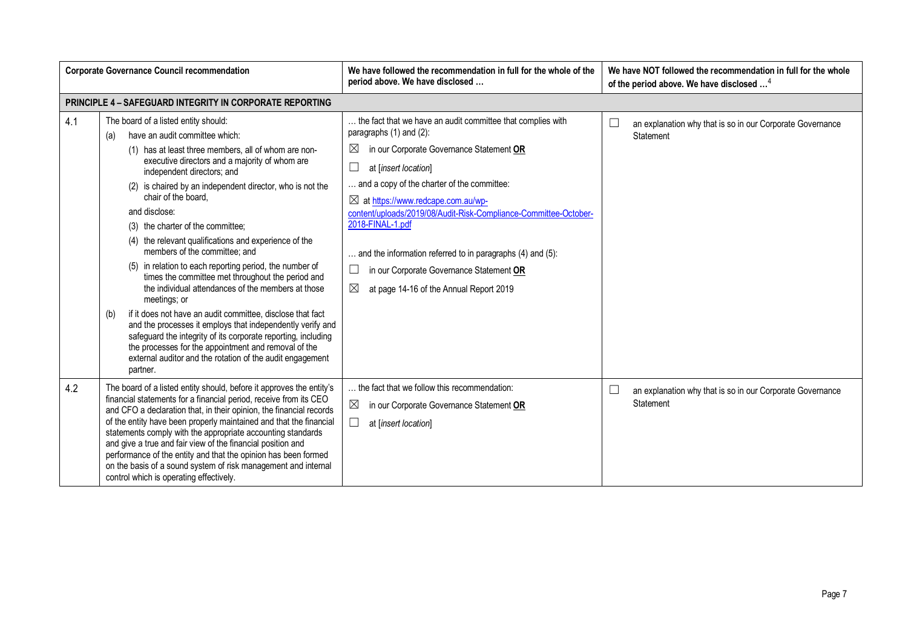| Corporate Governance Council recommendation | | We have followed the recommendation in full for the whole of the period above. We have disclosed … | We have NOT followed the recommendation in full for the whole of the period above. We have disclosed …[4] |
|---|---|---|---|
| **PRINCIPLE 4 – SAFEGUARD INTEGRITY IN CORPORATE REPORTING** | | | |
| 4.1 | The board of a listed entity should:<br>(a) have an audit committee which:<br>(1) has at least three members, all of whom are non-executive directors and a majority of whom are independent directors; and<br>(2) is chaired by an independent director, who is not the chair of the board,<br>and disclose:<br>(3) the charter of the committee;<br>(4) the relevant qualifications and experience of the members of the committee; and<br>(5) in relation to each reporting period, the number of times the committee met throughout the period and the individual attendances of the members at those meetings; or<br>(b) if it does not have an audit committee, disclose that fact and the processes it employs that independently verify and safeguard the integrity of its corporate reporting, including the processes for the appointment and removal of the external auditor and the rotation of the audit engagement partner. | … the fact that we have an audit committee that complies with paragraphs (1) and (2):<br>☒ in our Corporate Governance Statement **OR**<br>☐ at [*insert location*]<br>… and a copy of the charter of the committee:<br>☒ at https://www.redcape.com.au/wp-content/uploads/2019/08/Audit-Risk-Compliance-Committee-October-2018-FINAL-1.pdf<br>… and the information referred to in paragraphs (4) and (5):<br>☐ in our Corporate Governance Statement **OR**<br>☒ at page 14-16 of the Annual Report 2019 | ☐ an explanation why that is so in our Corporate Governance Statement |
| 4.2 | The board of a listed entity should, before it approves the entity's financial statements for a financial period, receive from its CEO and CFO a declaration that, in their opinion, the financial records of the entity have been properly maintained and that the financial statements comply with the appropriate accounting standards and give a true and fair view of the financial position and performance of the entity and that the opinion has been formed on the basis of a sound system of risk management and internal control which is operating effectively. | … the fact that we follow this recommendation:<br>☒ in our Corporate Governance Statement **OR**<br>☐ at [*insert location*] | ☐ an explanation why that is so in our Corporate Governance Statement |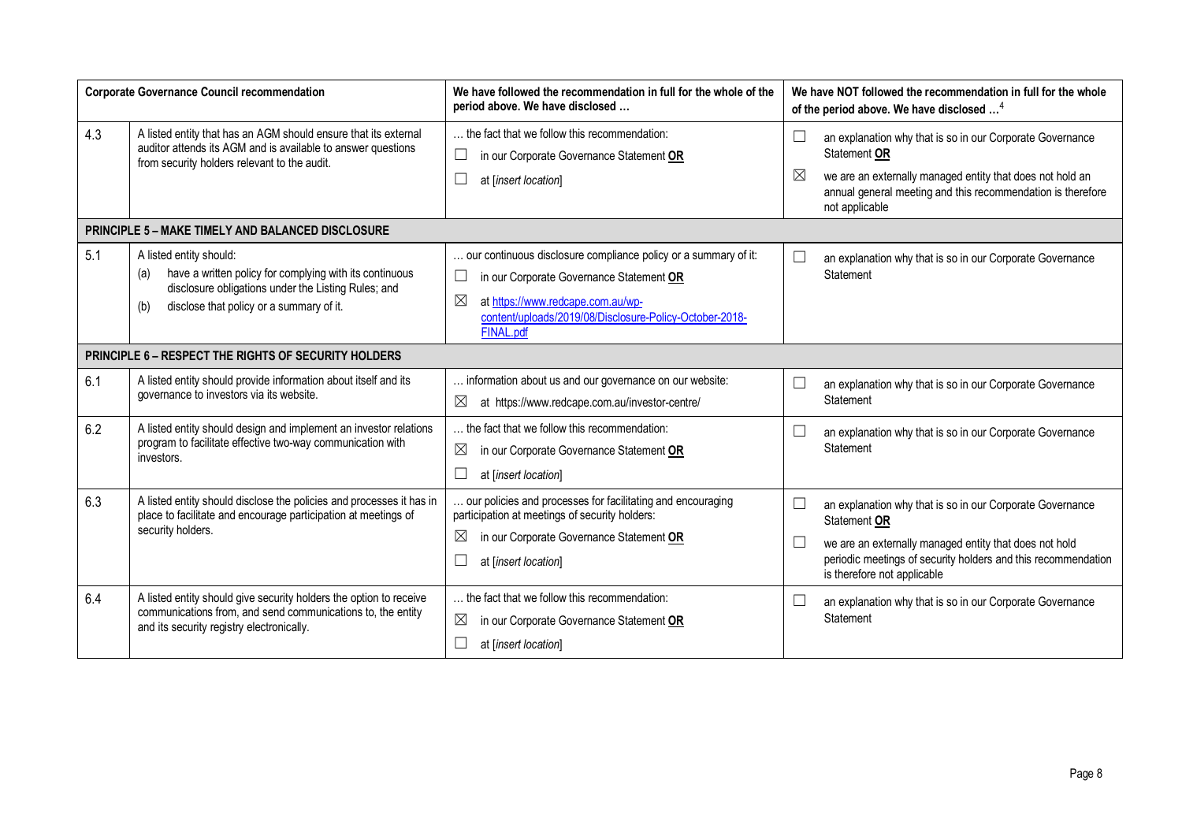| | Corporate Governance Council recommendation | We have followed the recommendation in full for the whole of the period above. We have disclosed … | We have NOT followed the recommendation in full for the whole of the period above. We have disclosed …[4] |
|---|---|---|---|
| 4.3 | A listed entity that has an AGM should ensure that its external auditor attends its AGM and is available to answer questions from security holders relevant to the audit. | … the fact that we follow this recommendation:<br>☐ in our Corporate Governance Statement **OR**<br>☐ at [*insert location*] | ☐ an explanation why that is so in our Corporate Governance Statement **OR**<br>☒ we are an externally managed entity that does not hold an annual general meeting and this recommendation is therefore not applicable |
| **PRINCIPLE 5 – MAKE TIMELY AND BALANCED DISCLOSURE** | | | |
| 5.1 | A listed entity should:<br>(a) have a written policy for complying with its continuous disclosure obligations under the Listing Rules; and<br>(b) disclose that policy or a summary of it. | … our continuous disclosure compliance policy or a summary of it:<br>☐ in our Corporate Governance Statement **OR**<br>☒ at https://www.redcape.com.au/wp-content/uploads/2019/08/Disclosure-Policy-October-2018-FINAL.pdf | ☐ an explanation why that is so in our Corporate Governance Statement |
| **PRINCIPLE 6 – RESPECT THE RIGHTS OF SECURITY HOLDERS** | | | |
| 6.1 | A listed entity should provide information about itself and its governance to investors via its website. | … information about us and our governance on our website:<br>☒ at https://www.redcape.com.au/investor-centre/ | ☐ an explanation why that is so in our Corporate Governance Statement |
| 6.2 | A listed entity should design and implement an investor relations program to facilitate effective two-way communication with investors. | … the fact that we follow this recommendation:<br>☒ in our Corporate Governance Statement **OR**<br>☐ at [*insert location*] | ☐ an explanation why that is so in our Corporate Governance Statement |
| 6.3 | A listed entity should disclose the policies and processes it has in place to facilitate and encourage participation at meetings of security holders. | … our policies and processes for facilitating and encouraging participation at meetings of security holders:<br>☒ in our Corporate Governance Statement **OR**<br>☐ at [*insert location*] | ☐ an explanation why that is so in our Corporate Governance Statement **OR**<br>☐ we are an externally managed entity that does not hold periodic meetings of security holders and this recommendation is therefore not applicable |
| 6.4 | A listed entity should give security holders the option to receive communications from, and send communications to, the entity and its security registry electronically. | … the fact that we follow this recommendation:<br>☒ in our Corporate Governance Statement **OR**<br>☐ at [*insert location*] | ☐ an explanation why that is so in our Corporate Governance Statement |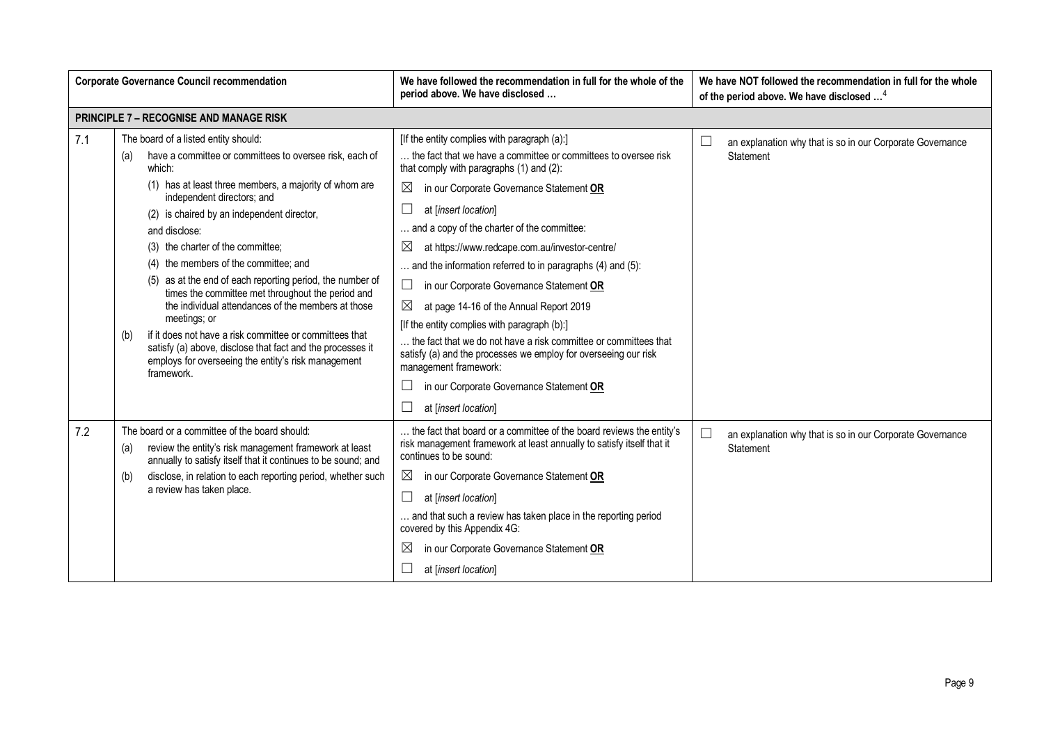| | Corporate Governance Council recommendation | We have followed the recommendation in full for the whole of the period above. We have disclosed … | We have NOT followed the recommendation in full for the whole of the period above. We have disclosed …[4] |
|---|---|---|---|
| **PRINCIPLE 7 – RECOGNISE AND MANAGE RISK** | | | |
| 7.1 | The board of a listed entity should:<br>(a) have a committee or committees to oversee risk, each of which:<br>(1) has at least three members, a majority of whom are independent directors; and<br>(2) is chaired by an independent director,<br>and disclose:<br>(3) the charter of the committee;<br>(4) the members of the committee; and<br>(5) as at the end of each reporting period, the number of times the committee met throughout the period and the individual attendances of the members at those meetings; or<br>(b) if it does not have a risk committee or committees that satisfy (a) above, disclose that fact and the processes it employs for overseeing the entity's risk management framework. | [If the entity complies with paragraph (a):]<br>… the fact that we have a committee or committees to oversee risk that comply with paragraphs (1) and (2):<br>☒ in our Corporate Governance Statement **OR**<br>☐ at [*insert location*]<br>… and a copy of the charter of the committee:<br>☒ at https://www.redcape.com.au/investor-centre/<br>… and the information referred to in paragraphs (4) and (5):<br>☐ in our Corporate Governance Statement **OR**<br>☒ at page 14-16 of the Annual Report 2019<br>[If the entity complies with paragraph (b):]<br>… the fact that we do not have a risk committee or committees that satisfy (a) and the processes we employ for overseeing our risk management framework:<br>☐ in our Corporate Governance Statement **OR**<br>☐ at [*insert location*] | ☐ an explanation why that is so in our Corporate Governance Statement |
| 7.2 | The board or a committee of the board should:<br>(a) review the entity's risk management framework at least annually to satisfy itself that it continues to be sound; and<br>(b) disclose, in relation to each reporting period, whether such a review has taken place. | … the fact that board or a committee of the board reviews the entity's risk management framework at least annually to satisfy itself that it continues to be sound:<br>☒ in our Corporate Governance Statement **OR**<br>☐ at [*insert location*]<br>… and that such a review has taken place in the reporting period covered by this Appendix 4G:<br>☒ in our Corporate Governance Statement **OR**<br>☐ at [*insert location*] | ☐ an explanation why that is so in our Corporate Governance Statement |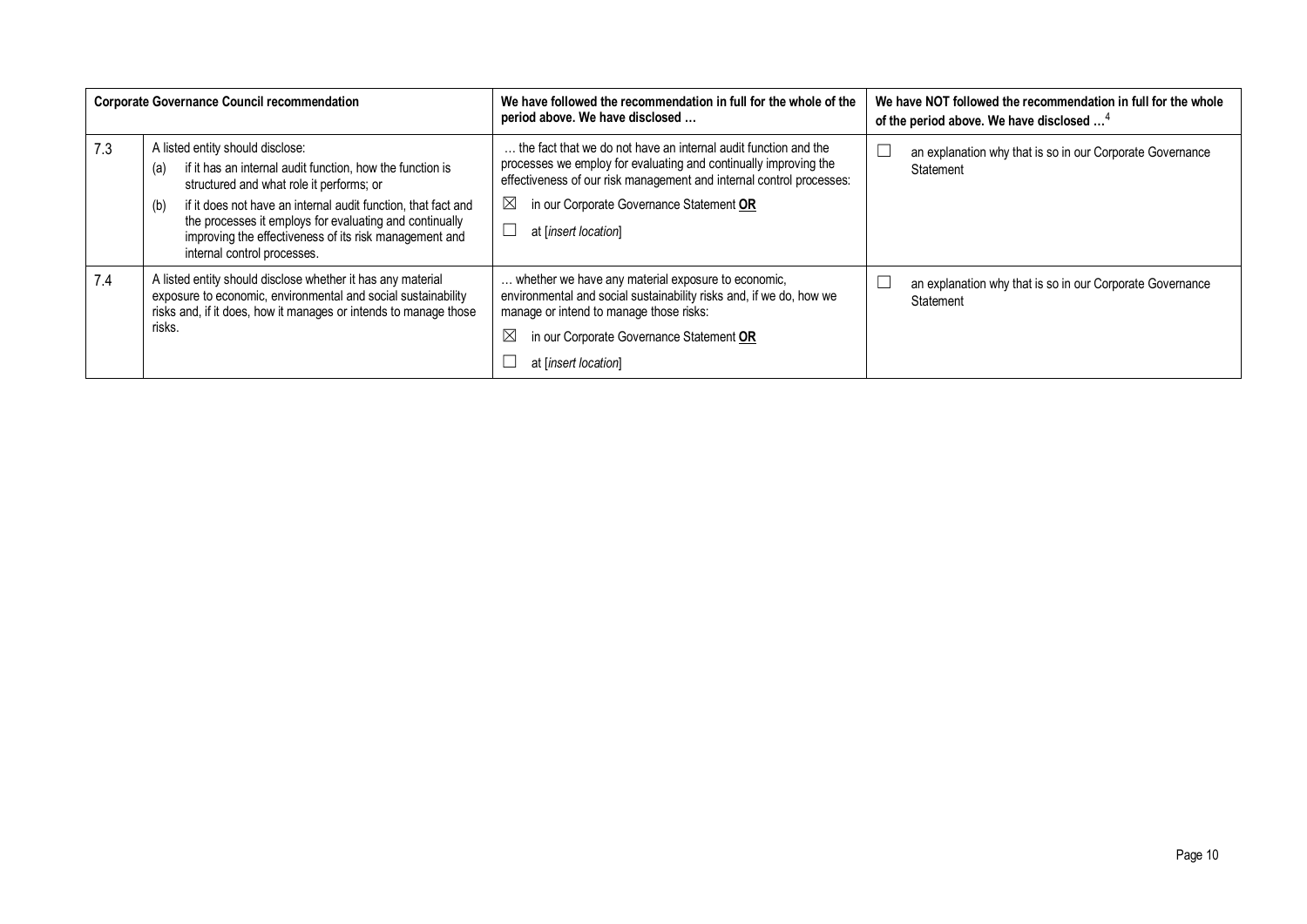| Corporate Governance Council recommendation | | We have followed the recommendation in full for the whole of the period above. We have disclosed … | We have NOT followed the recommendation in full for the whole of the period above. We have disclosed …[4] |
|---|---|---|---|
| 7.3 | A listed entity should disclose:<br>(a) if it has an internal audit function, how the function is structured and what role it performs; or<br>(b) if it does not have an internal audit function, that fact and the processes it employs for evaluating and continually improving the effectiveness of its risk management and internal control processes. | … the fact that we do not have an internal audit function and the processes we employ for evaluating and continually improving the effectiveness of our risk management and internal control processes:<br>☒ in our Corporate Governance Statement **OR**<br>☐ at [*insert location*] | ☐ an explanation why that is so in our Corporate Governance Statement |
| 7.4 | A listed entity should disclose whether it has any material exposure to economic, environmental and social sustainability risks and, if it does, how it manages or intends to manage those risks. | … whether we have any material exposure to economic, environmental and social sustainability risks and, if we do, how we manage or intend to manage those risks:<br>☒ in our Corporate Governance Statement **OR**<br>☐ at [*insert location*] | ☐ an explanation why that is so in our Corporate Governance Statement |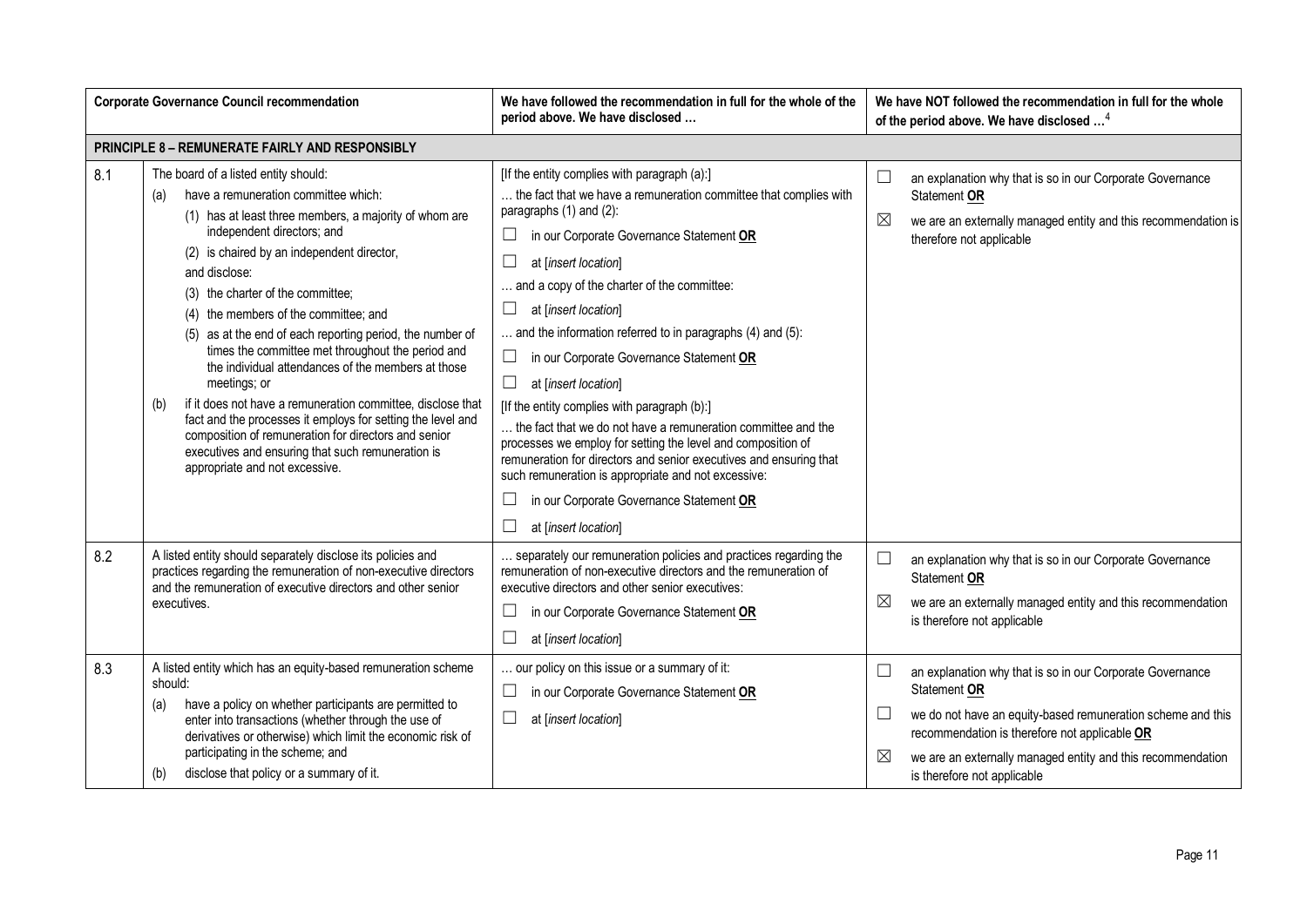| | Corporate Governance Council recommendation | We have followed the recommendation in full for the whole of the period above. We have disclosed … | We have NOT followed the recommendation in full for the whole of the period above. We have disclosed …[4] |
|---|---|---|---|
| **PRINCIPLE 8 – REMUNERATE FAIRLY AND RESPONSIBLY** | | | |
| 8.1 | The board of a listed entity should:<br>(a) have a remuneration committee which:<br>(1) has at least three members, a majority of whom are independent directors; and<br>(2) is chaired by an independent director,<br>and disclose:<br>(3) the charter of the committee;<br>(4) the members of the committee; and<br>(5) as at the end of each reporting period, the number of times the committee met throughout the period and the individual attendances of the members at those meetings; or<br>(b) if it does not have a remuneration committee, disclose that fact and the processes it employs for setting the level and composition of remuneration for directors and senior executives and ensuring that such remuneration is appropriate and not excessive. | [If the entity complies with paragraph (a):]<br>… the fact that we have a remuneration committee that complies with paragraphs (1) and (2):<br>☐ in our Corporate Governance Statement **OR**<br>☐ at [*insert location*]<br>… and a copy of the charter of the committee:<br>☐ at [*insert location*]<br>… and the information referred to in paragraphs (4) and (5):<br>☐ in our Corporate Governance Statement **OR**<br>☐ at [*insert location*]<br>[If the entity complies with paragraph (b):]<br>… the fact that we do not have a remuneration committee and the processes we employ for setting the level and composition of remuneration for directors and senior executives and ensuring that such remuneration is appropriate and not excessive:<br>☐ in our Corporate Governance Statement **OR**<br>☐ at [*insert location*] | ☐ an explanation why that is so in our Corporate Governance Statement **OR**<br>☒ we are an externally managed entity and this recommendation is therefore not applicable |
| 8.2 | A listed entity should separately disclose its policies and practices regarding the remuneration of non-executive directors and the remuneration of executive directors and other senior executives. | … separately our remuneration policies and practices regarding the remuneration of non-executive directors and the remuneration of executive directors and other senior executives:<br>☐ in our Corporate Governance Statement **OR**<br>☐ at [*insert location*] | ☐ an explanation why that is so in our Corporate Governance Statement **OR**<br>☒ we are an externally managed entity and this recommendation is therefore not applicable |
| 8.3 | A listed entity which has an equity-based remuneration scheme should:<br>(a) have a policy on whether participants are permitted to enter into transactions (whether through the use of derivatives or otherwise) which limit the economic risk of participating in the scheme; and<br>(b) disclose that policy or a summary of it. | … our policy on this issue or a summary of it:<br>☐ in our Corporate Governance Statement **OR**<br>☐ at [*insert location*] | ☐ an explanation why that is so in our Corporate Governance Statement **OR**<br>☐ we do not have an equity-based remuneration scheme and this recommendation is therefore not applicable **OR**<br>☒ we are an externally managed entity and this recommendation is therefore not applicable |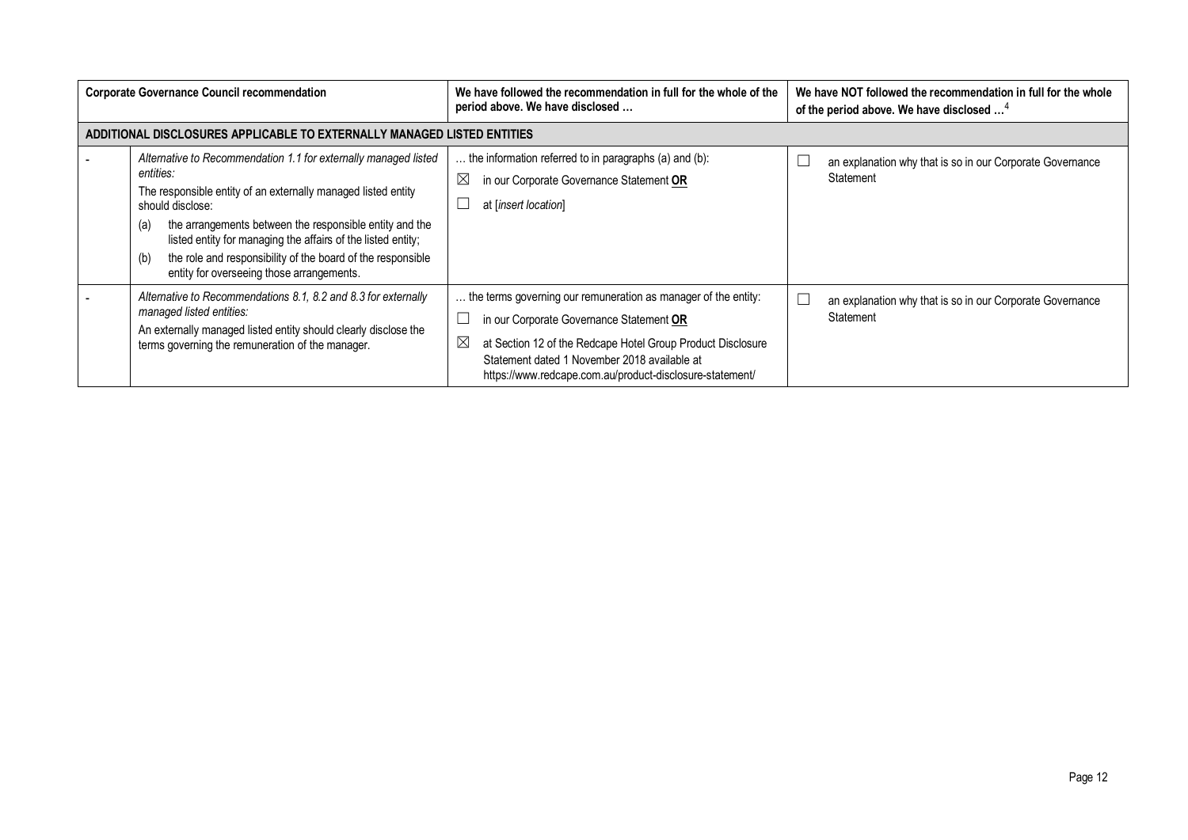| Corporate Governance Council recommendation | | We have followed the recommendation in full for the whole of the period above. We have disclosed … | We have NOT followed the recommendation in full for the whole of the period above. We have disclosed …[4] |
|---|---|---|---|
| **ADDITIONAL DISCLOSURES APPLICABLE TO EXTERNALLY MANAGED LISTED ENTITIES** | | | |
| - | *Alternative to Recommendation 1.1 for externally managed listed entities:*<br>The responsible entity of an externally managed listed entity should disclose:<br>(a) the arrangements between the responsible entity and the listed entity for managing the affairs of the listed entity;<br>(b) the role and responsibility of the board of the responsible entity for overseeing those arrangements. | … the information referred to in paragraphs (a) and (b):<br>☒ in our Corporate Governance Statement **OR**<br>☐ at [*insert location*] | ☐ an explanation why that is so in our Corporate Governance Statement |
| - | *Alternative to Recommendations 8.1, 8.2 and 8.3 for externally managed listed entities:*<br>An externally managed listed entity should clearly disclose the terms governing the remuneration of the manager. | … the terms governing our remuneration as manager of the entity:<br>☐ in our Corporate Governance Statement **OR**<br>☒ at Section 12 of the Redcape Hotel Group Product Disclosure Statement dated 1 November 2018 available at https://www.redcape.com.au/product-disclosure-statement/ | ☐ an explanation why that is so in our Corporate Governance Statement |